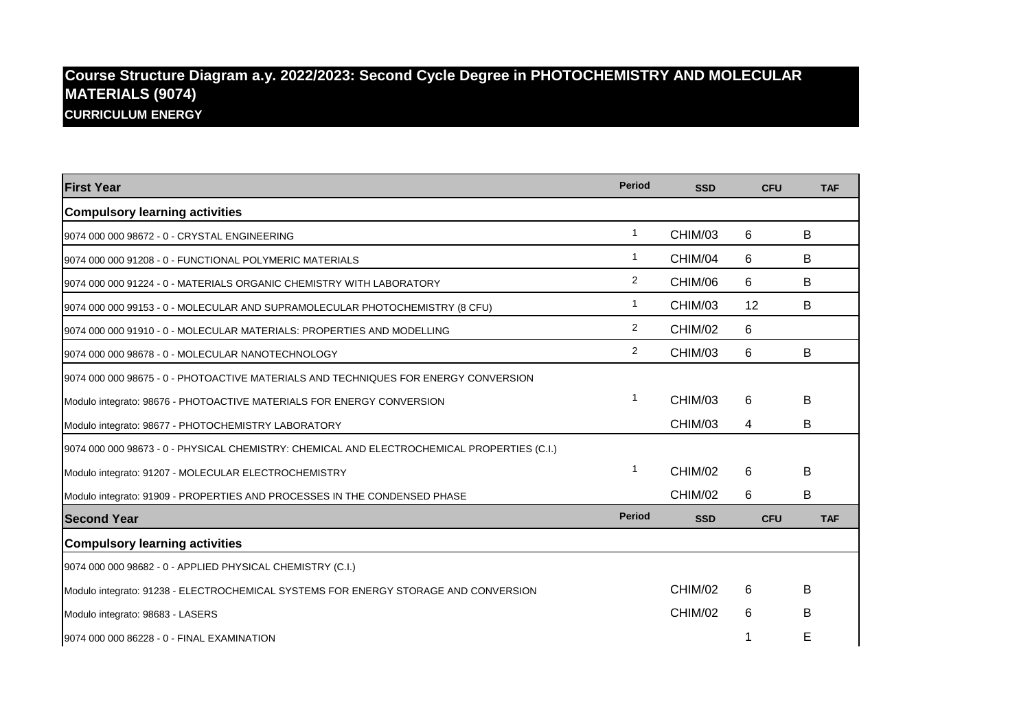# Course Structure Diagram a.y. 2022/2023: Second Cycle Degree in PHOTOCHEMISTRY AND MOLECULAR MATERIALS (9074)

**CURRICULUM ENERGY**

| First Year | Period | SSD | CFU | TAF |
|---|---|---|---|---|
| **Compulsory learning activities** | | | | |
| 9074 000 000 98672 - 0 - CRYSTAL ENGINEERING | 1 | CHIM/03 | 6 | B |
| 9074 000 000 91208 - 0 - FUNCTIONAL POLYMERIC MATERIALS | 1 | CHIM/04 | 6 | B |
| 9074 000 000 91224 - 0 - MATERIALS ORGANIC CHEMISTRY WITH LABORATORY | 2 | CHIM/06 | 6 | B |
| 9074 000 000 99153 - 0 - MOLECULAR AND SUPRAMOLECULAR PHOTOCHEMISTRY (8 CFU) | 1 | CHIM/03 | 12 | B |
| 9074 000 000 91910 - 0 - MOLECULAR MATERIALS: PROPERTIES AND MODELLING | 2 | CHIM/02 | 6 | |
| 9074 000 000 98678 - 0 - MOLECULAR NANOTECHNOLOGY | 2 | CHIM/03 | 6 | B |
| 9074 000 000 98675 - 0 - PHOTOACTIVE MATERIALS AND TECHNIQUES FOR ENERGY CONVERSION | | | | |
| Modulo integrato: 98676 - PHOTOACTIVE MATERIALS FOR ENERGY CONVERSION | 1 | CHIM/03 | 6 | B |
| Modulo integrato: 98677 - PHOTOCHEMISTRY LABORATORY | | CHIM/03 | 4 | B |
| 9074 000 000 98673 - 0 - PHYSICAL CHEMISTRY: CHEMICAL AND ELECTROCHEMICAL PROPERTIES (C.I.) | | | | |
| Modulo integrato: 91207 - MOLECULAR ELECTROCHEMISTRY | 1 | CHIM/02 | 6 | B |
| Modulo integrato: 91909 - PROPERTIES AND PROCESSES IN THE CONDENSED PHASE | | CHIM/02 | 6 | B |
| **Second Year** | **Period** | **SSD** | **CFU** | **TAF** |
| **Compulsory learning activities** | | | | |
| 9074 000 000 98682 - 0 - APPLIED PHYSICAL CHEMISTRY (C.I.) | | | | |
| Modulo integrato: 91238 - ELECTROCHEMICAL SYSTEMS FOR ENERGY STORAGE AND CONVERSION | | CHIM/02 | 6 | B |
| Modulo integrato: 98683 - LASERS | | CHIM/02 | 6 | B |
| 9074 000 000 86228 - 0 - FINAL EXAMINATION | | | 1 | E |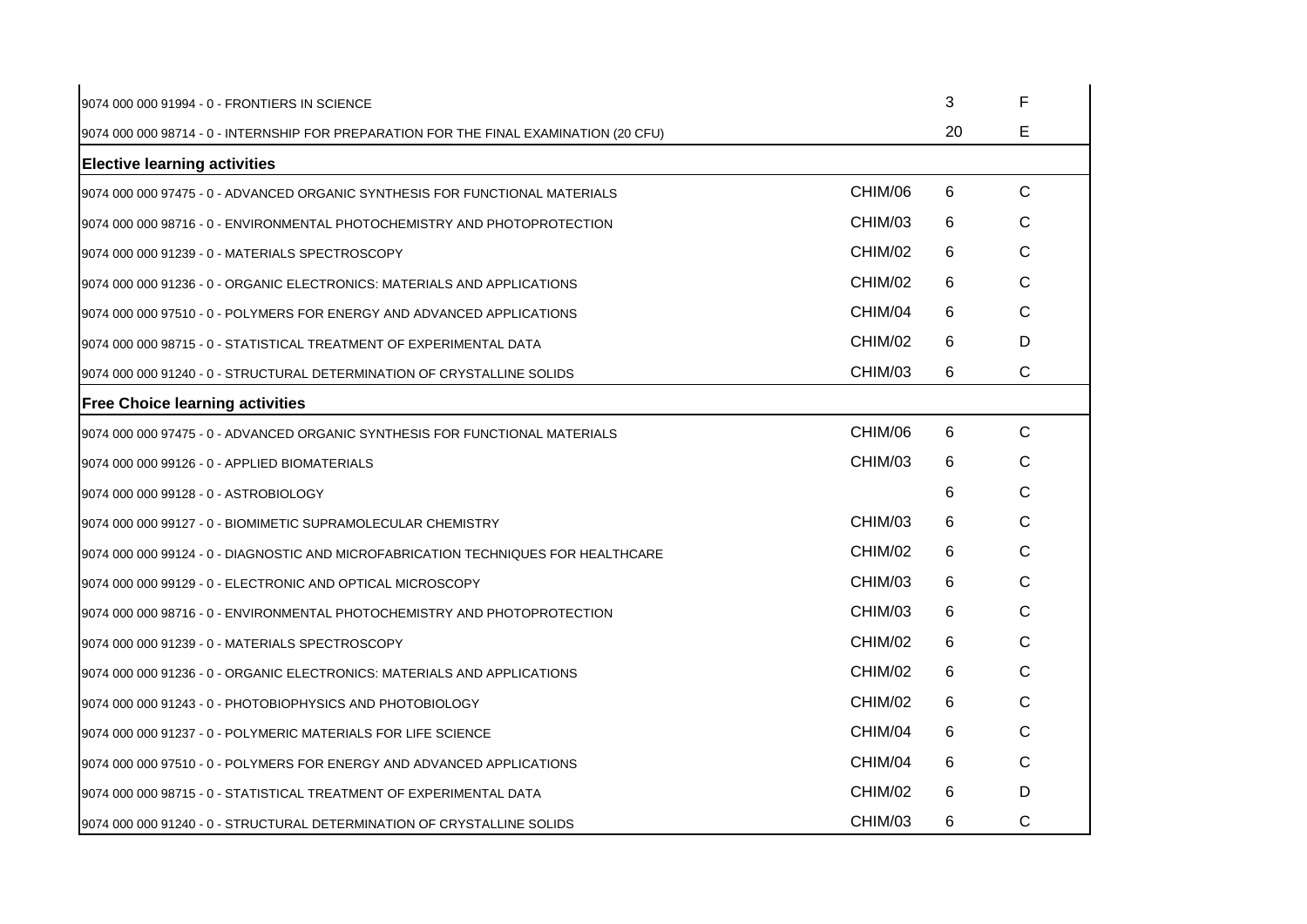| | | | |
|---|---|---|---|
| 9074 000 000 91994 - 0 - FRONTIERS IN SCIENCE | | 3 | F |
| 9074 000 000 98714 - 0 - INTERNSHIP FOR PREPARATION FOR THE FINAL EXAMINATION (20 CFU) | | 20 | E |
| **Elective learning activities** | | | |
| 9074 000 000 97475 - 0 - ADVANCED ORGANIC SYNTHESIS FOR FUNCTIONAL MATERIALS | CHIM/06 | 6 | C |
| 9074 000 000 98716 - 0 - ENVIRONMENTAL PHOTOCHEMISTRY AND PHOTOPROTECTION | CHIM/03 | 6 | C |
| 9074 000 000 91239 - 0 - MATERIALS SPECTROSCOPY | CHIM/02 | 6 | C |
| 9074 000 000 91236 - 0 - ORGANIC ELECTRONICS: MATERIALS AND APPLICATIONS | CHIM/02 | 6 | C |
| 9074 000 000 97510 - 0 - POLYMERS FOR ENERGY AND ADVANCED APPLICATIONS | CHIM/04 | 6 | C |
| 9074 000 000 98715 - 0 - STATISTICAL TREATMENT OF EXPERIMENTAL DATA | CHIM/02 | 6 | D |
| 9074 000 000 91240 - 0 - STRUCTURAL DETERMINATION OF CRYSTALLINE SOLIDS | CHIM/03 | 6 | C |
| **Free Choice learning activities** | | | |
| 9074 000 000 97475 - 0 - ADVANCED ORGANIC SYNTHESIS FOR FUNCTIONAL MATERIALS | CHIM/06 | 6 | C |
| 9074 000 000 99126 - 0 - APPLIED BIOMATERIALS | CHIM/03 | 6 | C |
| 9074 000 000 99128 - 0 - ASTROBIOLOGY | | 6 | C |
| 9074 000 000 99127 - 0 - BIOMIMETIC SUPRAMOLECULAR CHEMISTRY | CHIM/03 | 6 | C |
| 9074 000 000 99124 - 0 - DIAGNOSTIC AND MICROFABRICATION TECHNIQUES FOR HEALTHCARE | CHIM/02 | 6 | C |
| 9074 000 000 99129 - 0 - ELECTRONIC AND OPTICAL MICROSCOPY | CHIM/03 | 6 | C |
| 9074 000 000 98716 - 0 - ENVIRONMENTAL PHOTOCHEMISTRY AND PHOTOPROTECTION | CHIM/03 | 6 | C |
| 9074 000 000 91239 - 0 - MATERIALS SPECTROSCOPY | CHIM/02 | 6 | C |
| 9074 000 000 91236 - 0 - ORGANIC ELECTRONICS: MATERIALS AND APPLICATIONS | CHIM/02 | 6 | C |
| 9074 000 000 91243 - 0 - PHOTOBIOPHYSICS AND PHOTOBIOLOGY | CHIM/02 | 6 | C |
| 9074 000 000 91237 - 0 - POLYMERIC MATERIALS FOR LIFE SCIENCE | CHIM/04 | 6 | C |
| 9074 000 000 97510 - 0 - POLYMERS FOR ENERGY AND ADVANCED APPLICATIONS | CHIM/04 | 6 | C |
| 9074 000 000 98715 - 0 - STATISTICAL TREATMENT OF EXPERIMENTAL DATA | CHIM/02 | 6 | D |
| 9074 000 000 91240 - 0 - STRUCTURAL DETERMINATION OF CRYSTALLINE SOLIDS | CHIM/03 | 6 | C |